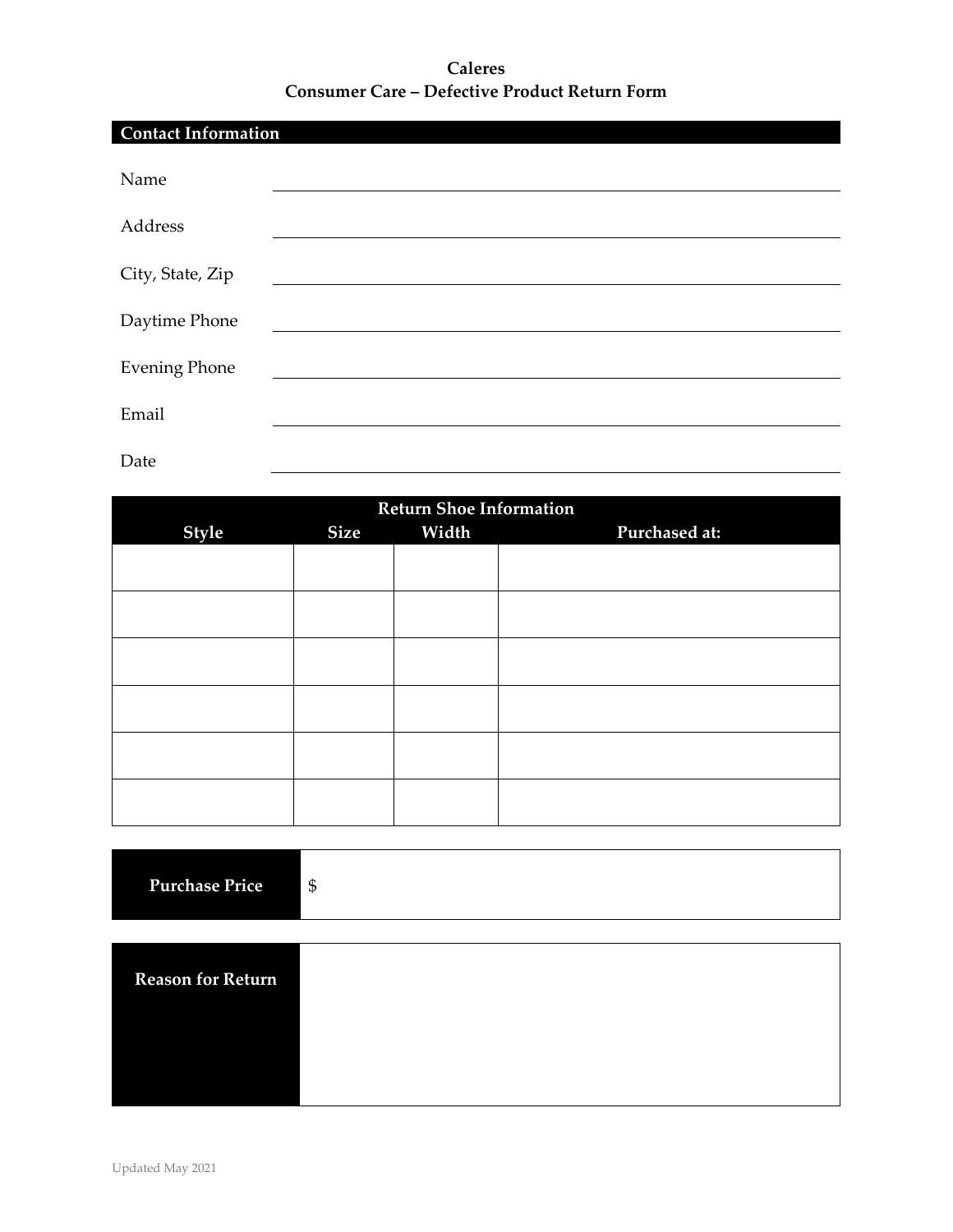# Caleres
## Consumer Care – Defective Product Return Form

### Contact Information

| | |
|---|---|
| Name | |
| Address | |
| City, State, Zip | |
| Daytime Phone | |
| Evening Phone | |
| Email | |
| Date | |

| Return Shoe Information | | | |
|---|---|---|---|
| **Style** | **Size** | **Width** | **Purchased at:** |
| | | | |
| | | | |
| | | | |
| | | | |
| | | | |
| | | | |

| **Purchase Price** | $ |
|---|---|

| **Reason for Return** | |
|---|---|

Updated May 2021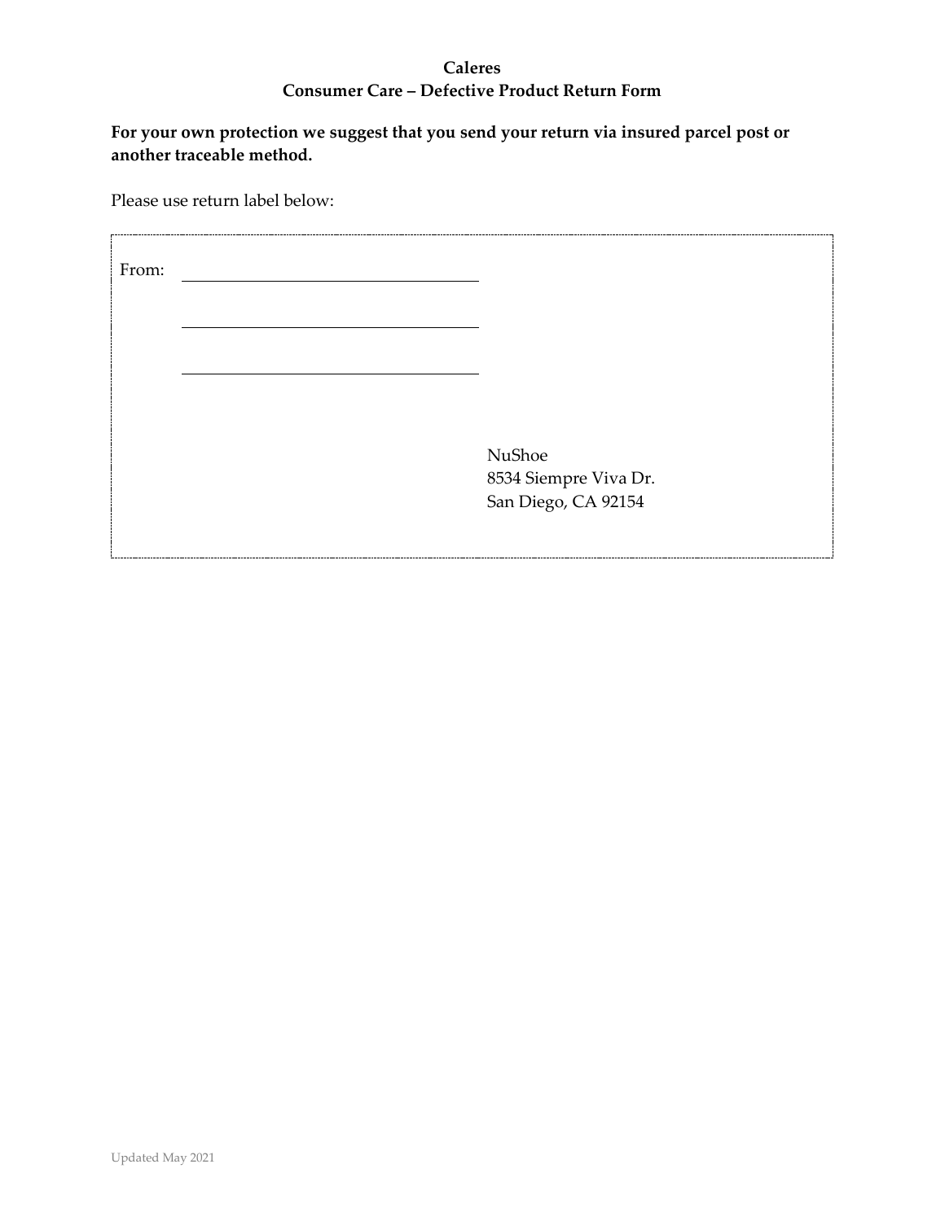**Caleres**
**Consumer Care – Defective Product Return Form**

**For your own protection we suggest that you send your return via insured parcel post or another traceable method.**

Please use return label below:

From: \_\_\_\_\_\_\_\_\_\_\_\_\_\_\_\_\_\_\_\_\_\_\_\_\_\_\_\_\_\_

\_\_\_\_\_\_\_\_\_\_\_\_\_\_\_\_\_\_\_\_\_\_\_\_\_\_\_\_\_\_

\_\_\_\_\_\_\_\_\_\_\_\_\_\_\_\_\_\_\_\_\_\_\_\_\_\_\_\_\_\_

NuShoe
8534 Siempre Viva Dr.
San Diego, CA 92154

Updated May 2021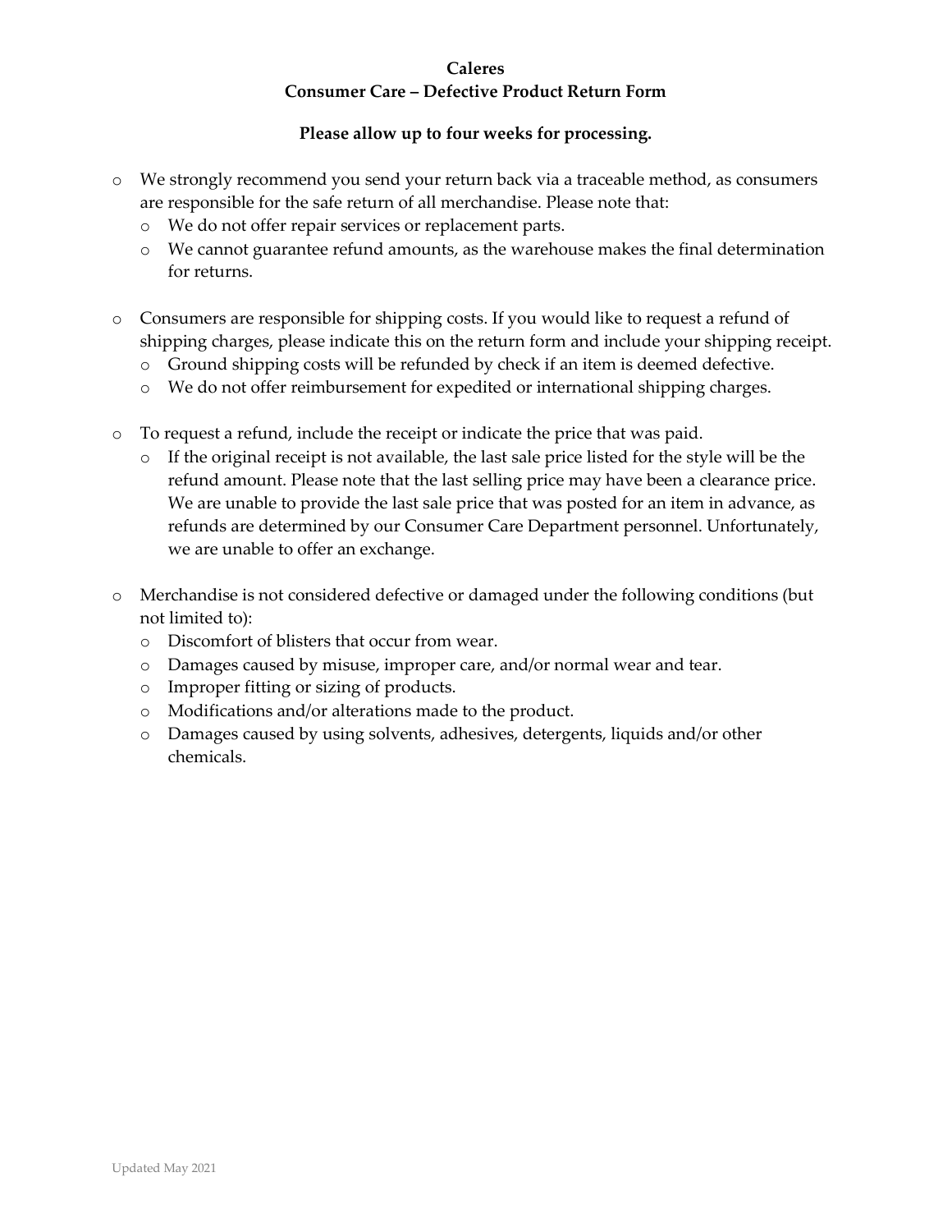**Caleres**

**Consumer Care – Defective Product Return Form**

**Please allow up to four weeks for processing.**

- We strongly recommend you send your return back via a traceable method, as consumers are responsible for the safe return of all merchandise. Please note that:
  - We do not offer repair services or replacement parts.
  - We cannot guarantee refund amounts, as the warehouse makes the final determination for returns.

- Consumers are responsible for shipping costs. If you would like to request a refund of shipping charges, please indicate this on the return form and include your shipping receipt.
  - Ground shipping costs will be refunded by check if an item is deemed defective.
  - We do not offer reimbursement for expedited or international shipping charges.

- To request a refund, include the receipt or indicate the price that was paid.
  - If the original receipt is not available, the last sale price listed for the style will be the refund amount. Please note that the last selling price may have been a clearance price. We are unable to provide the last sale price that was posted for an item in advance, as refunds are determined by our Consumer Care Department personnel. Unfortunately, we are unable to offer an exchange.

- Merchandise is not considered defective or damaged under the following conditions (but not limited to):
  - Discomfort of blisters that occur from wear.
  - Damages caused by misuse, improper care, and/or normal wear and tear.
  - Improper fitting or sizing of products.
  - Modifications and/or alterations made to the product.
  - Damages caused by using solvents, adhesives, detergents, liquids and/or other chemicals.

Updated May 2021